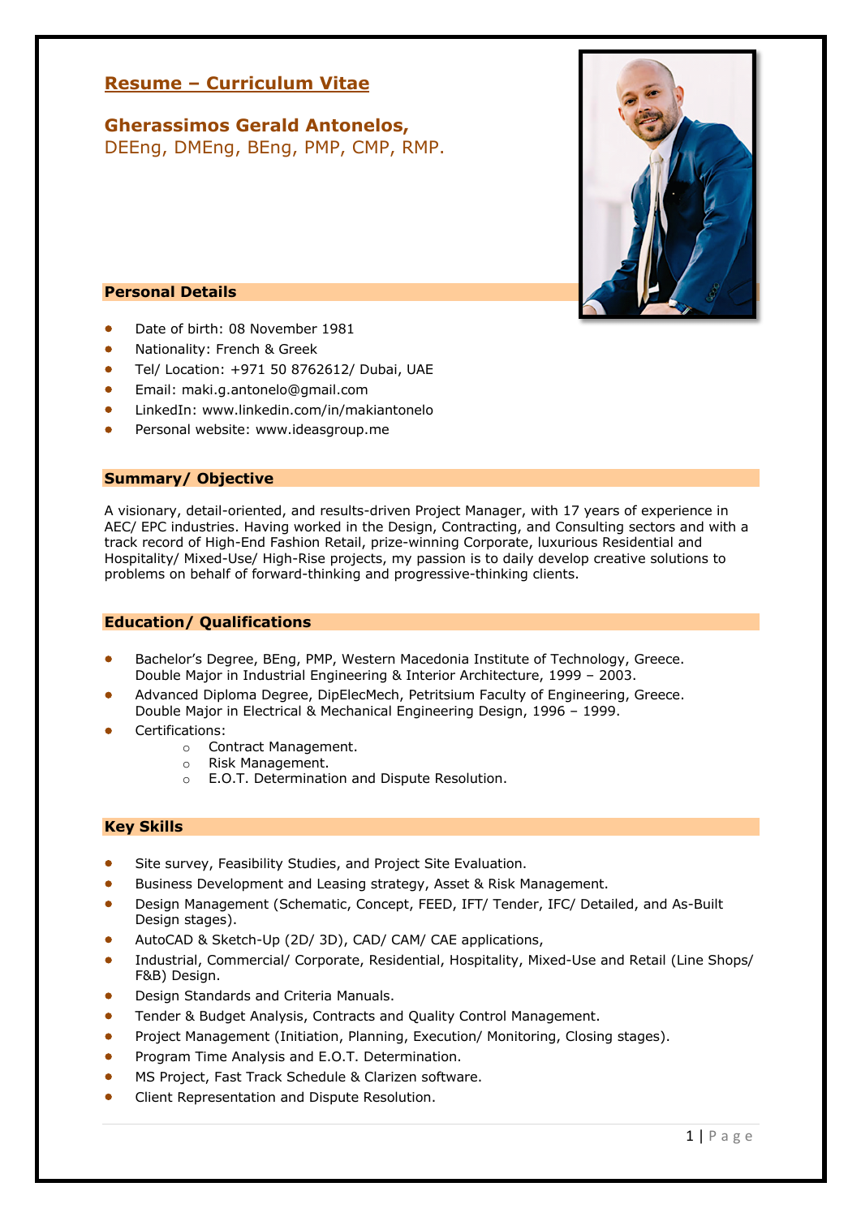# Resume – Curriculum Vitae

## Gherassimos Gerald Antonelos,
DEEng, DMEng, BEng, PMP, CMP, RMP.

## Personal Details

- Date of birth: 08 November 1981
- Nationality: French & Greek
- Tel/ Location: +971 50 8762612/ Dubai, UAE
- Email: maki.g.antonelo@gmail.com
- LinkedIn: www.linkedin.com/in/makiantonelo
- Personal website: www.ideasgroup.me

## Summary/ Objective

A visionary, detail-oriented, and results-driven Project Manager, with 17 years of experience in AEC/ EPC industries. Having worked in the Design, Contracting, and Consulting sectors and with a track record of High-End Fashion Retail, prize-winning Corporate, luxurious Residential and Hospitality/ Mixed-Use/ High-Rise projects, my passion is to daily develop creative solutions to problems on behalf of forward-thinking and progressive-thinking clients.

## Education/ Qualifications

- Bachelor's Degree, BEng, PMP, Western Macedonia Institute of Technology, Greece.
  Double Major in Industrial Engineering & Interior Architecture, 1999 – 2003.
- Advanced Diploma Degree, DipElecMech, Petritsium Faculty of Engineering, Greece.
  Double Major in Electrical & Mechanical Engineering Design, 1996 – 1999.
- Certifications:
  - Contract Management.
  - Risk Management.
  - E.O.T. Determination and Dispute Resolution.

## Key Skills

- Site survey, Feasibility Studies, and Project Site Evaluation.
- Business Development and Leasing strategy, Asset & Risk Management.
- Design Management (Schematic, Concept, FEED, IFT/ Tender, IFC/ Detailed, and As-Built Design stages).
- AutoCAD & Sketch-Up (2D/ 3D), CAD/ CAM/ CAE applications,
- Industrial, Commercial/ Corporate, Residential, Hospitality, Mixed-Use and Retail (Line Shops/ F&B) Design.
- Design Standards and Criteria Manuals.
- Tender & Budget Analysis, Contracts and Quality Control Management.
- Project Management (Initiation, Planning, Execution/ Monitoring, Closing stages).
- Program Time Analysis and E.O.T. Determination.
- MS Project, Fast Track Schedule & Clarizen software.
- Client Representation and Dispute Resolution.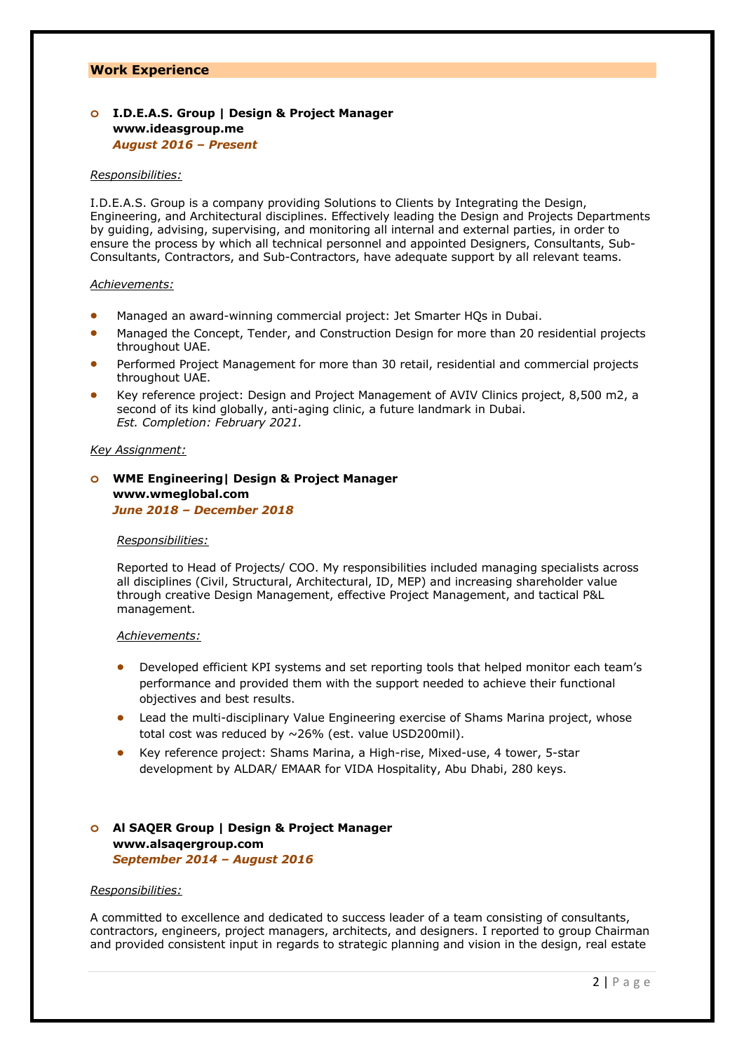## Work Experience

- **I.D.E.A.S. Group | Design & Project Manager**
  **www.ideasgroup.me**
  ***August 2016 – Present***

*Responsibilities:*

I.D.E.A.S. Group is a company providing Solutions to Clients by Integrating the Design, Engineering, and Architectural disciplines. Effectively leading the Design and Projects Departments by guiding, advising, supervising, and monitoring all internal and external parties, in order to ensure the process by which all technical personnel and appointed Designers, Consultants, Sub-Consultants, Contractors, and Sub-Contractors, have adequate support by all relevant teams.

*Achievements:*

- Managed an award-winning commercial project: Jet Smarter HQs in Dubai.
- Managed the Concept, Tender, and Construction Design for more than 20 residential projects throughout UAE.
- Performed Project Management for more than 30 retail, residential and commercial projects throughout UAE.
- Key reference project: Design and Project Management of AVIV Clinics project, 8,500 m2, a second of its kind globally, anti-aging clinic, a future landmark in Dubai.
  *Est. Completion: February 2021.*

*Key Assignment:*

- **WME Engineering| Design & Project Manager**
  **www.wmeglobal.com**
  ***June 2018 – December 2018***

  *Responsibilities:*

  Reported to Head of Projects/ COO. My responsibilities included managing specialists across all disciplines (Civil, Structural, Architectural, ID, MEP) and increasing shareholder value through creative Design Management, effective Project Management, and tactical P&L management.

  *Achievements:*

  - Developed efficient KPI systems and set reporting tools that helped monitor each team's performance and provided them with the support needed to achieve their functional objectives and best results.
  - Lead the multi-disciplinary Value Engineering exercise of Shams Marina project, whose total cost was reduced by ~26% (est. value USD200mil).
  - Key reference project: Shams Marina, a High-rise, Mixed-use, 4 tower, 5-star development by ALDAR/ EMAAR for VIDA Hospitality, Abu Dhabi, 280 keys.

- **Al SAQER Group | Design & Project Manager**
  **www.alsaqergroup.com**
  ***September 2014 – August 2016***

*Responsibilities:*

A committed to excellence and dedicated to success leader of a team consisting of consultants, contractors, engineers, project managers, architects, and designers. I reported to group Chairman and provided consistent input in regards to strategic planning and vision in the design, real estate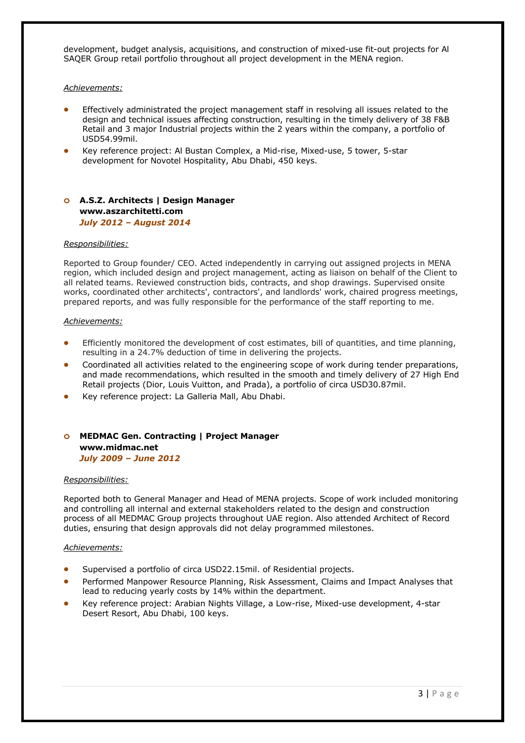development, budget analysis, acquisitions, and construction of mixed-use fit-out projects for Al SAQER Group retail portfolio throughout all project development in the MENA region.

*Achievements:*

- Effectively administrated the project management staff in resolving all issues related to the design and technical issues affecting construction, resulting in the timely delivery of 38 F&B Retail and 3 major Industrial projects within the 2 years within the company, a portfolio of USD54.99mil.
- Key reference project: Al Bustan Complex, a Mid-rise, Mixed-use, 5 tower, 5-star development for Novotel Hospitality, Abu Dhabi, 450 keys.

- **A.S.Z. Architects | Design Manager**
  **www.aszarchitetti.com**
  ***July 2012 – August 2014***

*Responsibilities:*

Reported to Group founder/ CEO. Acted independently in carrying out assigned projects in MENA region, which included design and project management, acting as liaison on behalf of the Client to all related teams. Reviewed construction bids, contracts, and shop drawings. Supervised onsite works, coordinated other architects', contractors', and landlords' work, chaired progress meetings, prepared reports, and was fully responsible for the performance of the staff reporting to me.

*Achievements:*

- Efficiently monitored the development of cost estimates, bill of quantities, and time planning, resulting in a 24.7% deduction of time in delivering the projects.
- Coordinated all activities related to the engineering scope of work during tender preparations, and made recommendations, which resulted in the smooth and timely delivery of 27 High End Retail projects (Dior, Louis Vuitton, and Prada), a portfolio of circa USD30.87mil.
- Key reference project: La Galleria Mall, Abu Dhabi.

- **MEDMAC Gen. Contracting | Project Manager**
  **www.midmac.net**
  ***July 2009 – June 2012***

*Responsibilities:*

Reported both to General Manager and Head of MENA projects. Scope of work included monitoring and controlling all internal and external stakeholders related to the design and construction process of all MEDMAC Group projects throughout UAE region. Also attended Architect of Record duties, ensuring that design approvals did not delay programmed milestones.

*Achievements:*

- Supervised a portfolio of circa USD22.15mil. of Residential projects.
- Performed Manpower Resource Planning, Risk Assessment, Claims and Impact Analyses that lead to reducing yearly costs by 14% within the department.
- Key reference project: Arabian Nights Village, a Low-rise, Mixed-use development, 4-star Desert Resort, Abu Dhabi, 100 keys.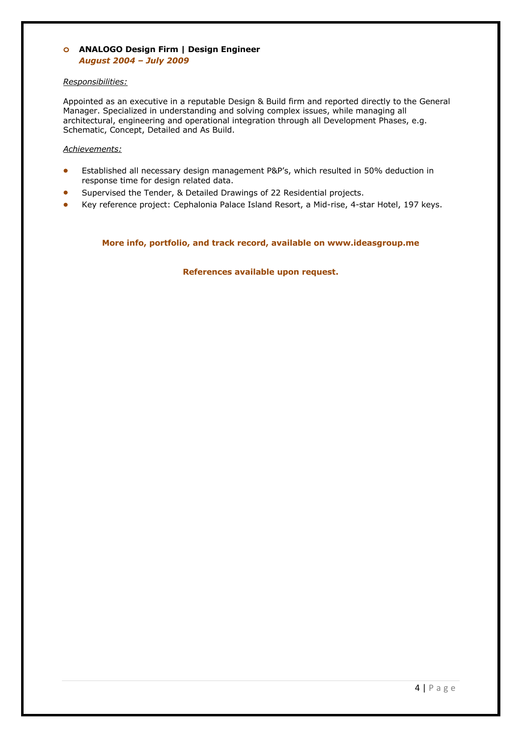- **ANALOGO Design Firm | Design Engineer**
  ***August 2004 – July 2009***

*Responsibilities:*

Appointed as an executive in a reputable Design & Build firm and reported directly to the General Manager. Specialized in understanding and solving complex issues, while managing all architectural, engineering and operational integration through all Development Phases, e.g. Schematic, Concept, Detailed and As Build.

*Achievements:*

- Established all necessary design management P&P's, which resulted in 50% deduction in response time for design related data.
- Supervised the Tender, & Detailed Drawings of 22 Residential projects.
- Key reference project: Cephalonia Palace Island Resort, a Mid-rise, 4-star Hotel, 197 keys.

**More info, portfolio, and track record, available on www.ideasgroup.me**

**References available upon request.**